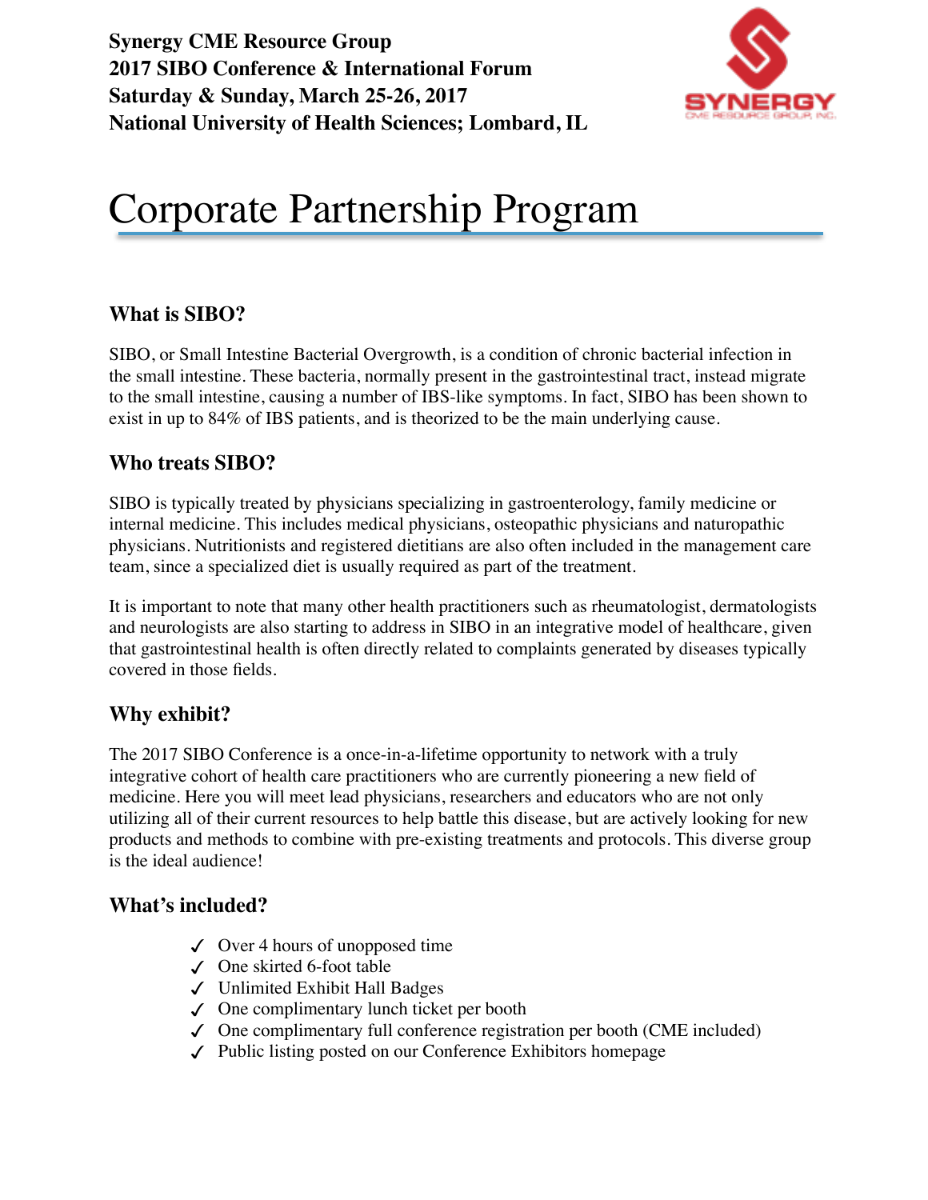**Synergy CME Resource Group**
**2017 SIBO Conference & International Forum**
**Saturday & Sunday, March 25-26, 2017**
**National University of Health Sciences; Lombard, IL**

# Corporate Partnership Program

## What is SIBO?

SIBO, or Small Intestine Bacterial Overgrowth, is a condition of chronic bacterial infection in the small intestine. These bacteria, normally present in the gastrointestinal tract, instead migrate to the small intestine, causing a number of IBS-like symptoms. In fact, SIBO has been shown to exist in up to 84% of IBS patients, and is theorized to be the main underlying cause.

## Who treats SIBO?

SIBO is typically treated by physicians specializing in gastroenterology, family medicine or internal medicine. This includes medical physicians, osteopathic physicians and naturopathic physicians. Nutritionists and registered dietitians are also often included in the management care team, since a specialized diet is usually required as part of the treatment.

It is important to note that many other health practitioners such as rheumatologist, dermatologists and neurologists are also starting to address in SIBO in an integrative model of healthcare, given that gastrointestinal health is often directly related to complaints generated by diseases typically covered in those fields.

## Why exhibit?

The 2017 SIBO Conference is a once-in-a-lifetime opportunity to network with a truly integrative cohort of health care practitioners who are currently pioneering a new field of medicine. Here you will meet lead physicians, researchers and educators who are not only utilizing all of their current resources to help battle this disease, but are actively looking for new products and methods to combine with pre-existing treatments and protocols. This diverse group is the ideal audience!

## What's included?

- ✓ Over 4 hours of unopposed time
- ✓ One skirted 6-foot table
- ✓ Unlimited Exhibit Hall Badges
- ✓ One complimentary lunch ticket per booth
- ✓ One complimentary full conference registration per booth (CME included)
- ✓ Public listing posted on our Conference Exhibitors homepage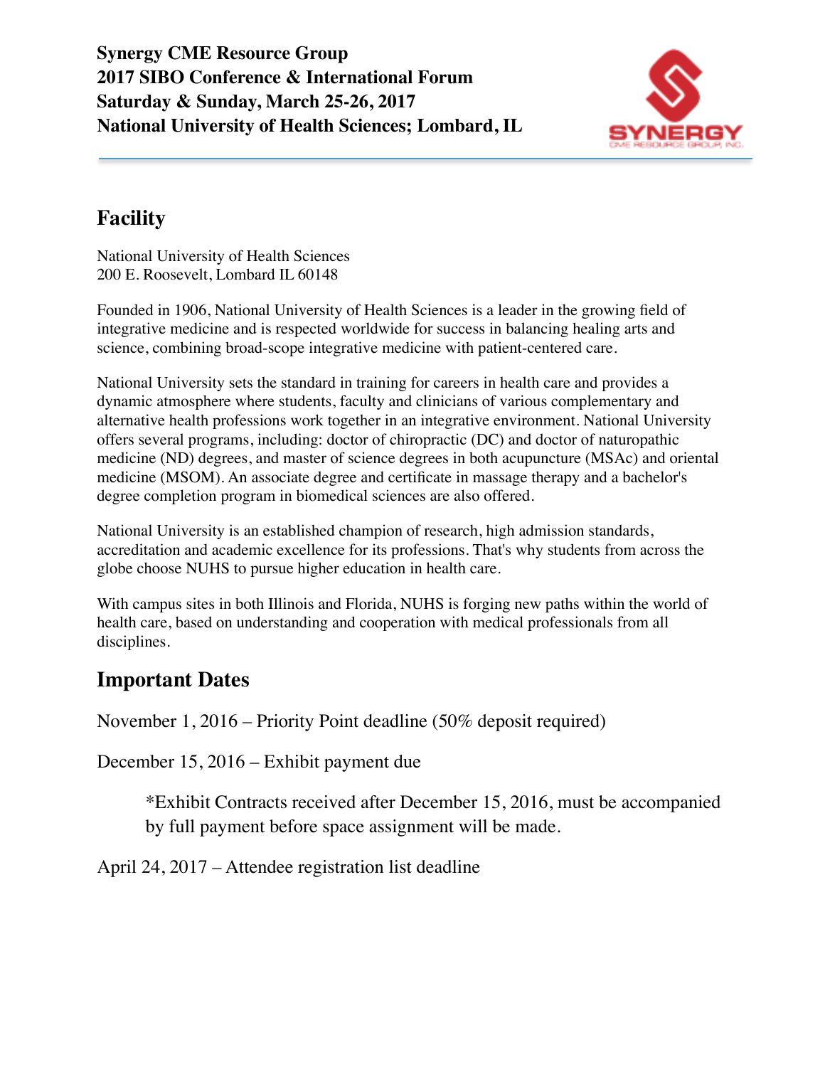## Facility

National University of Health Sciences
200 E. Roosevelt, Lombard IL 60148

Founded in 1906, National University of Health Sciences is a leader in the growing field of integrative medicine and is respected worldwide for success in balancing healing arts and science, combining broad-scope integrative medicine with patient-centered care.

National University sets the standard in training for careers in health care and provides a dynamic atmosphere where students, faculty and clinicians of various complementary and alternative health professions work together in an integrative environment. National University offers several programs, including: doctor of chiropractic (DC) and doctor of naturopathic medicine (ND) degrees, and master of science degrees in both acupuncture (MSAc) and oriental medicine (MSOM). An associate degree and certificate in massage therapy and a bachelor's degree completion program in biomedical sciences are also offered.

National University is an established champion of research, high admission standards, accreditation and academic excellence for its professions. That's why students from across the globe choose NUHS to pursue higher education in health care.

With campus sites in both Illinois and Florida, NUHS is forging new paths within the world of health care, based on understanding and cooperation with medical professionals from all disciplines.

## Important Dates

November 1, 2016 – Priority Point deadline (50% deposit required)

December 15, 2016 – Exhibit payment due

> *Exhibit Contracts received after December 15, 2016, must be accompanied by full payment before space assignment will be made.

April 24, 2017 – Attendee registration list deadline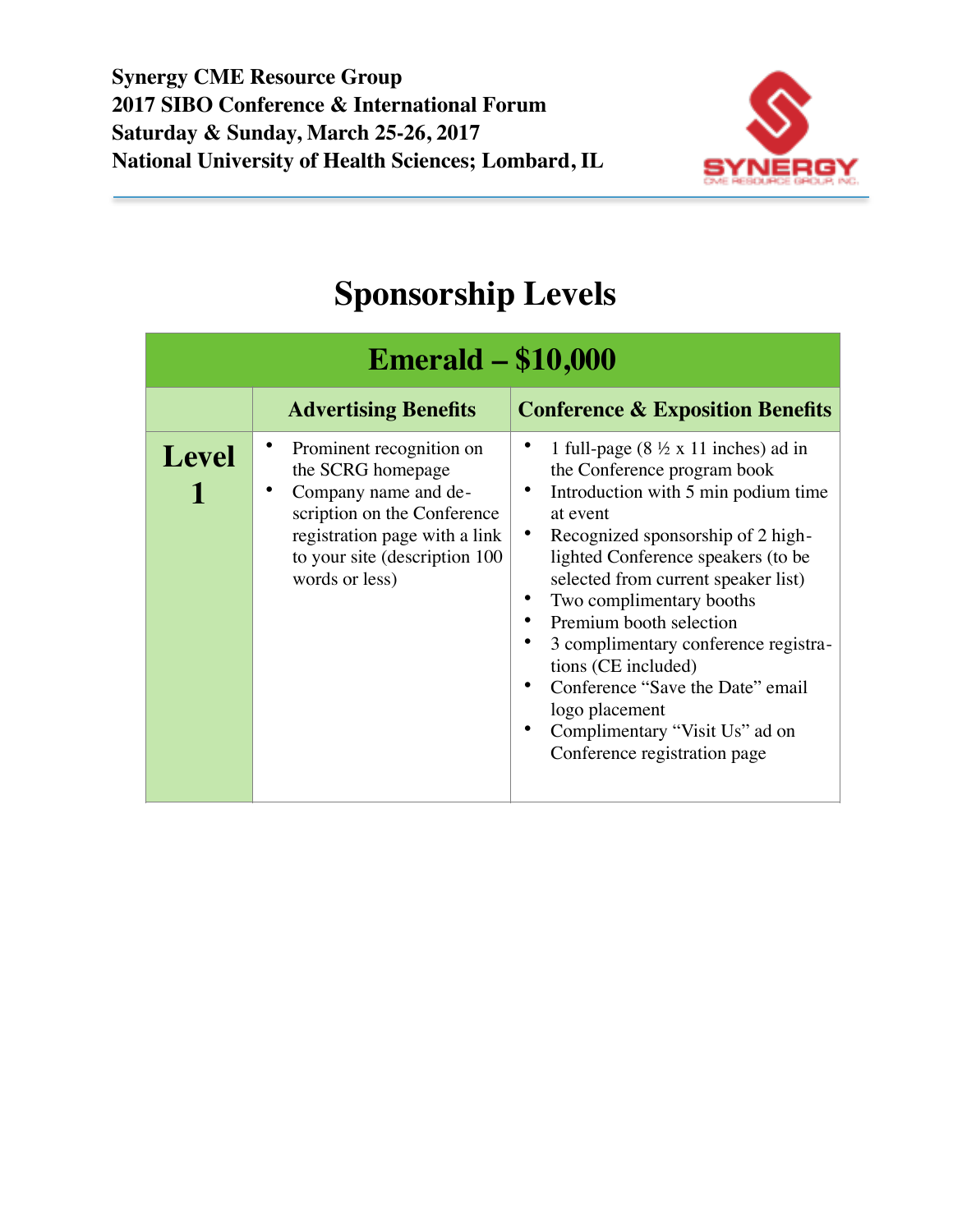**Synergy CME Resource Group**
**2017 SIBO Conference & International Forum**
**Saturday & Sunday, March 25-26, 2017**
**National University of Health Sciences; Lombard, IL**

# Sponsorship Levels

| Emerald – $10,000 | | |
|---|---|---|
| | **Advertising Benefits** | **Conference & Exposition Benefits** |
| **Level 1** | • Prominent recognition on the SCRG homepage<br>• Company name and description on the Conference registration page with a link to your site (description 100 words or less) | • 1 full-page (8 ½ x 11 inches) ad in the Conference program book<br>• Introduction with 5 min podium time at event<br>• Recognized sponsorship of 2 highlighted Conference speakers (to be selected from current speaker list)<br>• Two complimentary booths<br>• Premium booth selection<br>• 3 complimentary conference registrations (CE included)<br>• Conference "Save the Date" email logo placement<br>• Complimentary "Visit Us" ad on Conference registration page |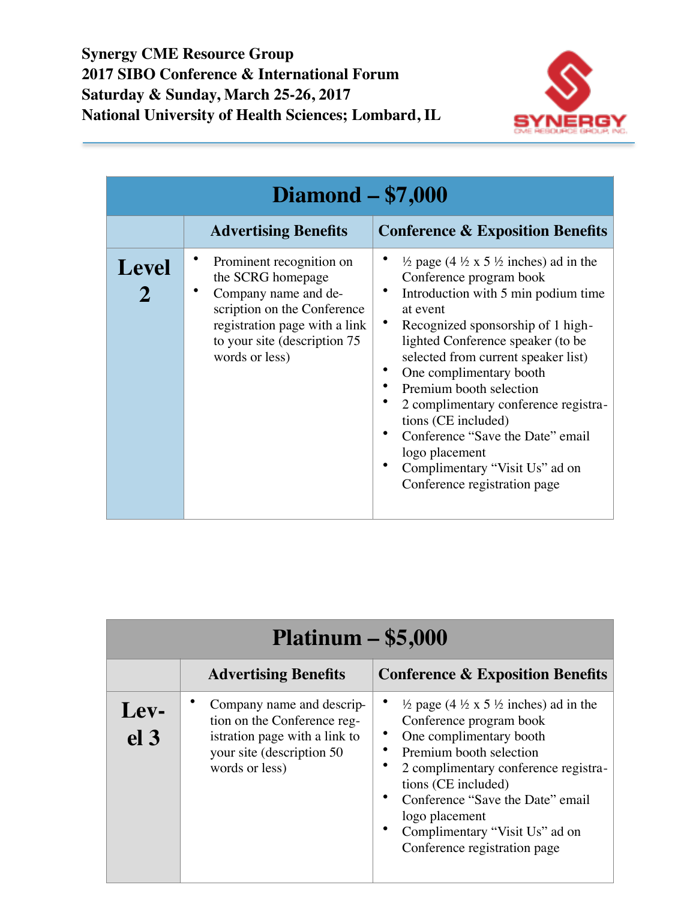**Synergy CME Resource Group**
**2017 SIBO Conference & International Forum**
**Saturday & Sunday, March 25-26, 2017**
**National University of Health Sciences; Lombard, IL**

| Diamond – $7,000 | | |
|---|---|---|
| | **Advertising Benefits** | **Conference & Exposition Benefits** |
| **Level 2** | • Prominent recognition on the SCRG homepage<br>• Company name and description on the Conference registration page with a link to your site (description 75 words or less) | • ½ page (4 ½ x 5 ½ inches) ad in the Conference program book<br>• Introduction with 5 min podium time at event<br>• Recognized sponsorship of 1 highlighted Conference speaker (to be selected from current speaker list)<br>• One complimentary booth<br>• Premium booth selection<br>• 2 complimentary conference registrations (CE included)<br>• Conference "Save the Date" email logo placement<br>• Complimentary "Visit Us" ad on Conference registration page |

| Platinum – $5,000 | | |
|---|---|---|
| | **Advertising Benefits** | **Conference & Exposition Benefits** |
| **Level 3** | • Company name and description on the Conference registration page with a link to your site (description 50 words or less) | • ½ page (4 ½ x 5 ½ inches) ad in the Conference program book<br>• One complimentary booth<br>• Premium booth selection<br>• 2 complimentary conference registrations (CE included)<br>• Conference "Save the Date" email logo placement<br>• Complimentary "Visit Us" ad on Conference registration page |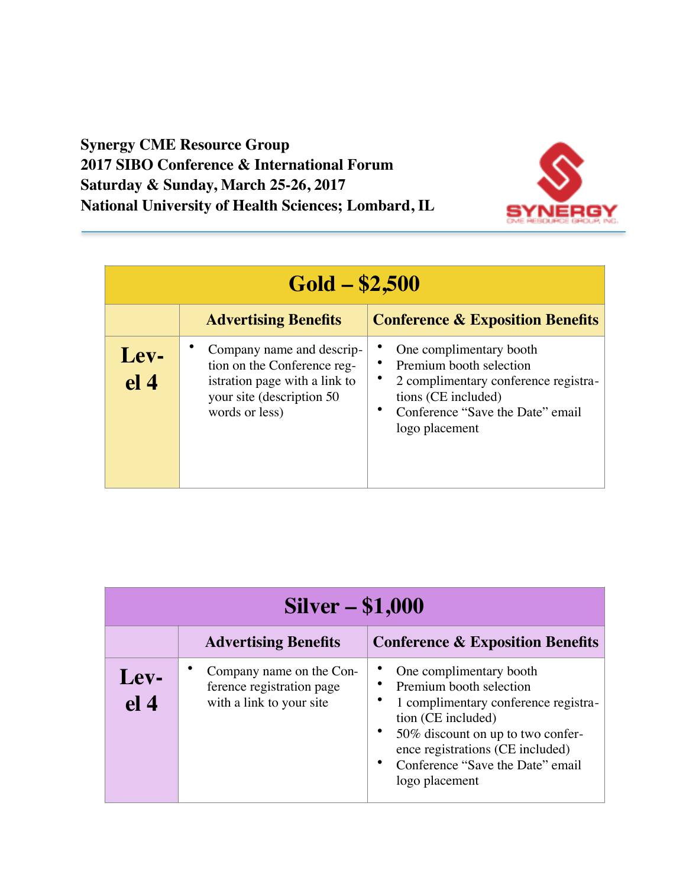**Synergy CME Resource Group**
**2017 SIBO Conference & International Forum**
**Saturday & Sunday, March 25-26, 2017**
**National University of Health Sciences; Lombard, IL**

| Gold – $2,500 | | |
|---|---|---|
| | **Advertising Benefits** | **Conference & Exposition Benefits** |
| **Level 4** | • Company name and description on the Conference registration page with a link to your site (description 50 words or less) | • One complimentary booth<br>• Premium booth selection<br>• 2 complimentary conference registrations (CE included)<br>• Conference "Save the Date" email logo placement |

| Silver – $1,000 | | |
|---|---|---|
| | **Advertising Benefits** | **Conference & Exposition Benefits** |
| **Level 4** | • Company name on the Conference registration page with a link to your site | • One complimentary booth<br>• Premium booth selection<br>• 1 complimentary conference registration (CE included)<br>• 50% discount on up to two conference registrations (CE included)<br>• Conference "Save the Date" email logo placement |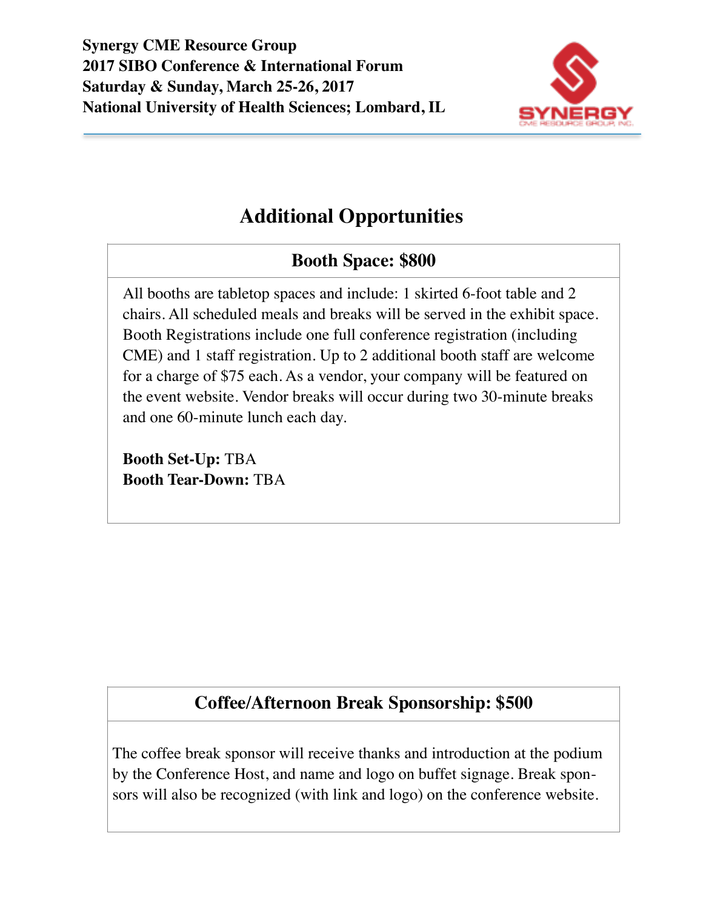## Additional Opportunities

### Booth Space: $800

All booths are tabletop spaces and include: 1 skirted 6-foot table and 2 chairs. All scheduled meals and breaks will be served in the exhibit space. Booth Registrations include one full conference registration (including CME) and 1 staff registration. Up to 2 additional booth staff are welcome for a charge of $75 each. As a vendor, your company will be featured on the event website. Vendor breaks will occur during two 30-minute breaks and one 60-minute lunch each day.

**Booth Set-Up:** TBA
**Booth Tear-Down:** TBA

### Coffee/Afternoon Break Sponsorship: $500

The coffee break sponsor will receive thanks and introduction at the podium by the Conference Host, and name and logo on buffet signage. Break sponsors will also be recognized (with link and logo) on the conference website.